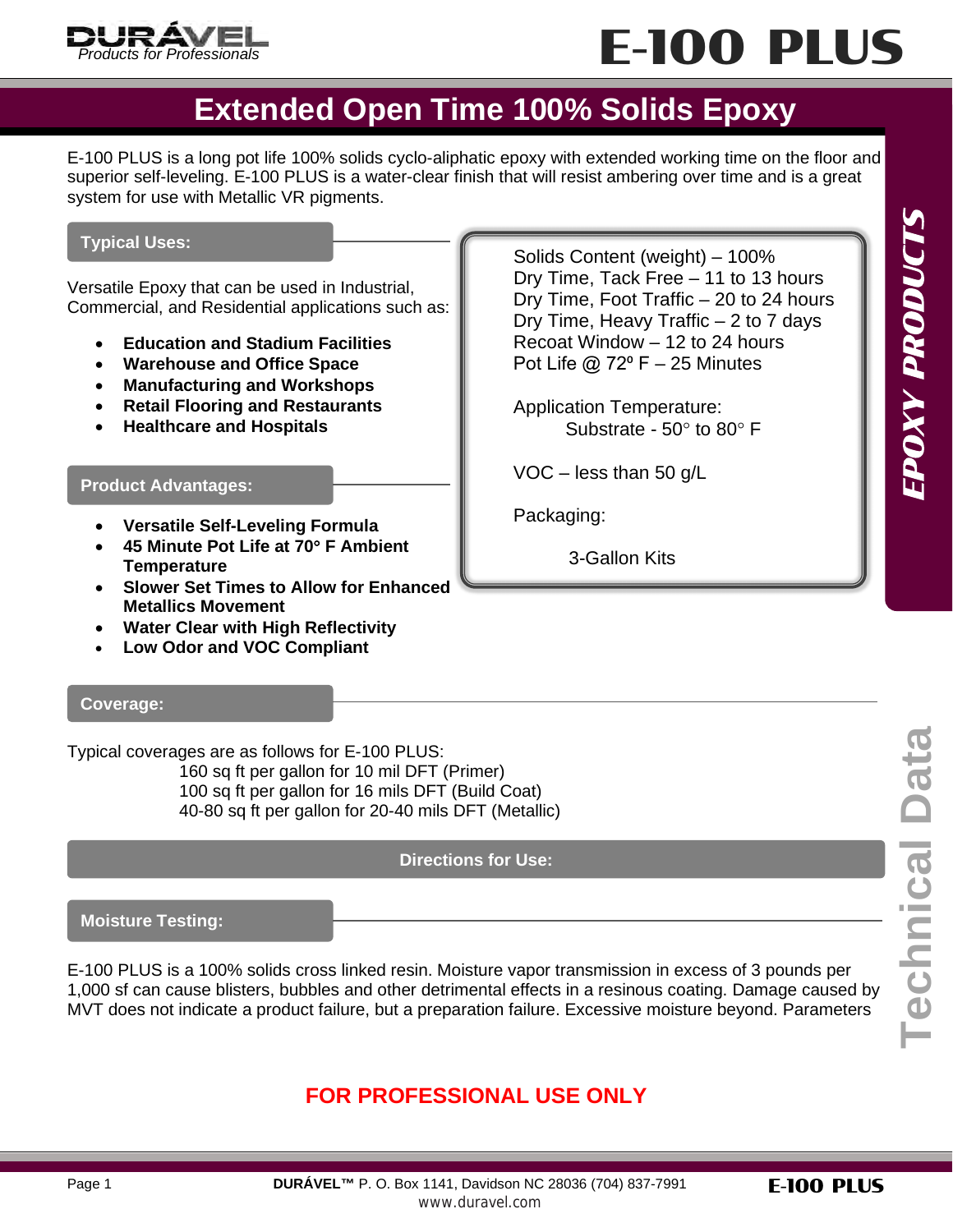# E-100 PLUS

## Extended Open Time 100% Solids Epoxy

E-100 PLUS is a long pot life 100% solids cyclo-aliphatic epoxy with extended working time on the floor and superior self-leveling. E-100 PLUS is a water-clear finish that will resist ambering over time and is a great system for use with Metallic VR pigments.

### Typical Uses:

Versatile Epoxy that can be used in Industrial, Commercial, and Residential applications such as:

- **Education and Stadium Facilities**
- **Warehouse and Office Space**
- **Manufacturing and Workshops**
- **Retail Flooring and Restaurants**
- **Healthcare and Hospitals**

### Product Advantages:

- **Versatile Self-Leveling Formula**
- **45 Minute Pot Life at 70° F Ambient Temperature**
- **Slower Set Times to Allow for Enhanced Metallics Movement**
- **Water Clear with High Reflectivity**
- **Low Odor and VOC Compliant**

Solids Content (weight) – 100%
Dry Time, Tack Free – 11 to 13 hours
Dry Time, Foot Traffic – 20 to 24 hours
Dry Time, Heavy Traffic – 2 to 7 days
Recoat Window – 12 to 24 hours
Pot Life @ 72º F – 25 Minutes

Application Temperature:
Substrate - 50° to 80° F

VOC – less than 50 g/L

Packaging:

3-Gallon Kits

### Coverage:

Typical coverages are as follows for E-100 PLUS:
160 sq ft per gallon for 10 mil DFT (Primer)
100 sq ft per gallon for 16 mils DFT (Build Coat)
40-80 sq ft per gallon for 20-40 mils DFT (Metallic)

### Directions for Use:

### Moisture Testing:

E-100 PLUS is a 100% solids cross linked resin. Moisture vapor transmission in excess of 3 pounds per 1,000 sf can cause blisters, bubbles and other detrimental effects in a resinous coating. Damage caused by MVT does not indicate a product failure, but a preparation failure. Excessive moisture beyond. Parameters

**FOR PROFESSIONAL USE ONLY**

EPOXY PRODUCTS

Technical Data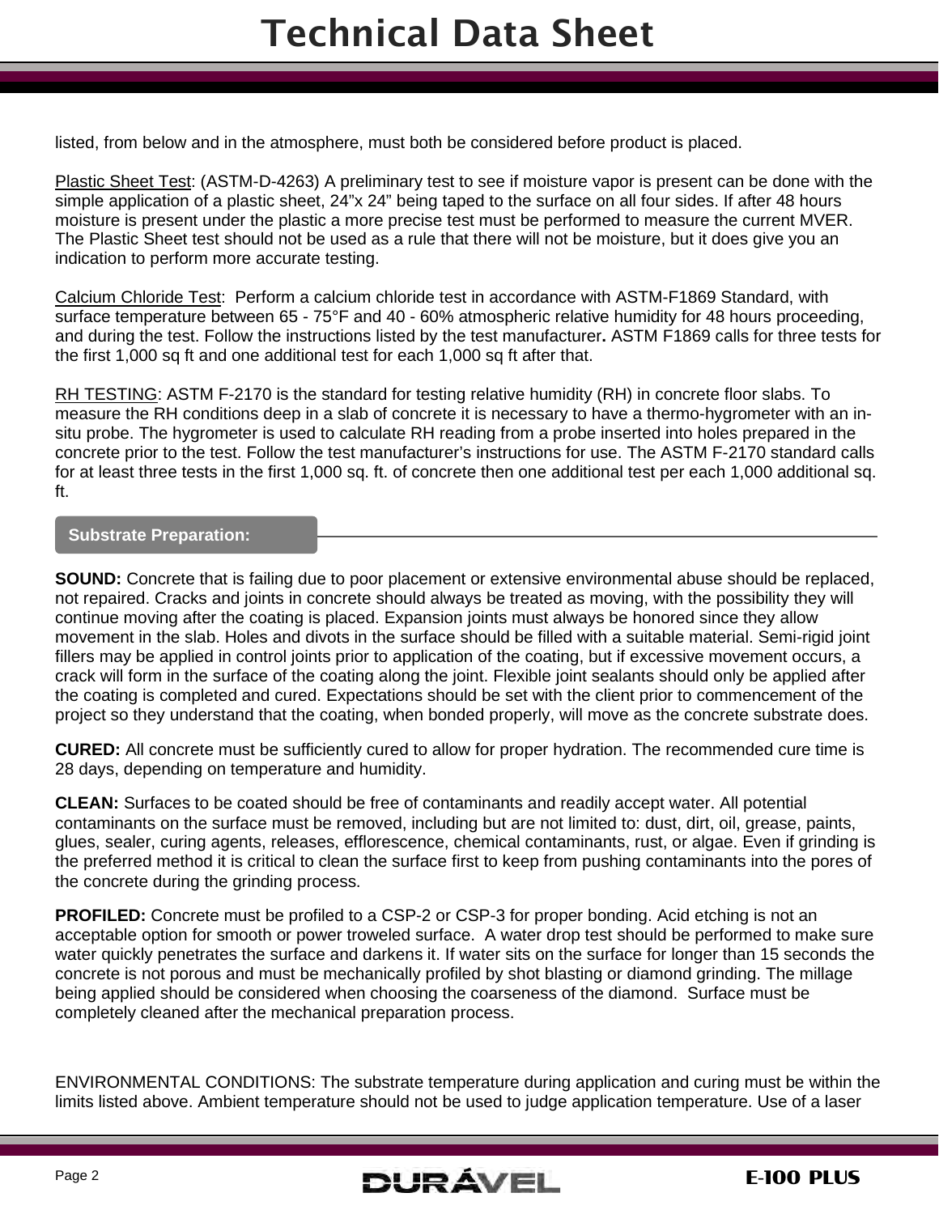listed, from below and in the atmosphere, must both be considered before product is placed.

Plastic Sheet Test: (ASTM-D-4263) A preliminary test to see if moisture vapor is present can be done with the simple application of a plastic sheet, 24"x 24" being taped to the surface on all four sides. If after 48 hours moisture is present under the plastic a more precise test must be performed to measure the current MVER. The Plastic Sheet test should not be used as a rule that there will not be moisture, but it does give you an indication to perform more accurate testing.

Calcium Chloride Test: Perform a calcium chloride test in accordance with ASTM-F1869 Standard, with surface temperature between 65 - 75°F and 40 - 60% atmospheric relative humidity for 48 hours proceeding, and during the test. Follow the instructions listed by the test manufacturer**.** ASTM F1869 calls for three tests for the first 1,000 sq ft and one additional test for each 1,000 sq ft after that.

RH TESTING: ASTM F-2170 is the standard for testing relative humidity (RH) in concrete floor slabs. To measure the RH conditions deep in a slab of concrete it is necessary to have a thermo-hygrometer with an in-situ probe. The hygrometer is used to calculate RH reading from a probe inserted into holes prepared in the concrete prior to the test. Follow the test manufacturer's instructions for use. The ASTM F-2170 standard calls for at least three tests in the first 1,000 sq. ft. of concrete then one additional test per each 1,000 additional sq. ft.

## Substrate Preparation:

**SOUND:** Concrete that is failing due to poor placement or extensive environmental abuse should be replaced, not repaired. Cracks and joints in concrete should always be treated as moving, with the possibility they will continue moving after the coating is placed. Expansion joints must always be honored since they allow movement in the slab. Holes and divots in the surface should be filled with a suitable material. Semi-rigid joint fillers may be applied in control joints prior to application of the coating, but if excessive movement occurs, a crack will form in the surface of the coating along the joint. Flexible joint sealants should only be applied after the coating is completed and cured. Expectations should be set with the client prior to commencement of the project so they understand that the coating, when bonded properly, will move as the concrete substrate does.

**CURED:** All concrete must be sufficiently cured to allow for proper hydration. The recommended cure time is 28 days, depending on temperature and humidity.

**CLEAN:** Surfaces to be coated should be free of contaminants and readily accept water. All potential contaminants on the surface must be removed, including but are not limited to: dust, dirt, oil, grease, paints, glues, sealer, curing agents, releases, efflorescence, chemical contaminants, rust, or algae. Even if grinding is the preferred method it is critical to clean the surface first to keep from pushing contaminants into the pores of the concrete during the grinding process.

**PROFILED:** Concrete must be profiled to a CSP-2 or CSP-3 for proper bonding. Acid etching is not an acceptable option for smooth or power troweled surface. A water drop test should be performed to make sure water quickly penetrates the surface and darkens it. If water sits on the surface for longer than 15 seconds the concrete is not porous and must be mechanically profiled by shot blasting or diamond grinding. The millage being applied should be considered when choosing the coarseness of the diamond. Surface must be completely cleaned after the mechanical preparation process.

ENVIRONMENTAL CONDITIONS: The substrate temperature during application and curing must be within the limits listed above. Ambient temperature should not be used to judge application temperature. Use of a laser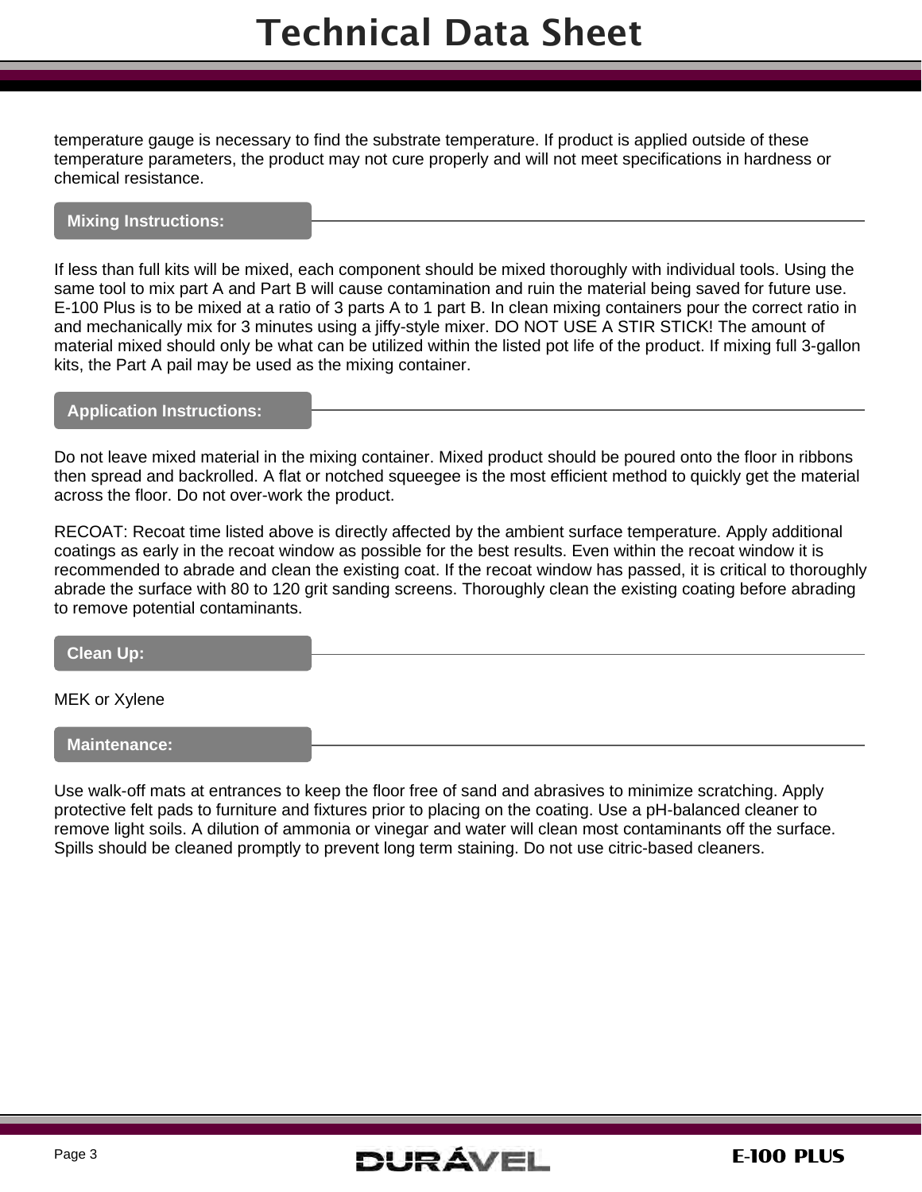temperature gauge is necessary to find the substrate temperature. If product is applied outside of these temperature parameters, the product may not cure properly and will not meet specifications in hardness or chemical resistance.

## Mixing Instructions:

If less than full kits will be mixed, each component should be mixed thoroughly with individual tools. Using the same tool to mix part A and Part B will cause contamination and ruin the material being saved for future use. E-100 Plus is to be mixed at a ratio of 3 parts A to 1 part B. In clean mixing containers pour the correct ratio in and mechanically mix for 3 minutes using a jiffy-style mixer. DO NOT USE A STIR STICK! The amount of material mixed should only be what can be utilized within the listed pot life of the product. If mixing full 3-gallon kits, the Part A pail may be used as the mixing container.

## Application Instructions:

Do not leave mixed material in the mixing container. Mixed product should be poured onto the floor in ribbons then spread and backrolled. A flat or notched squeegee is the most efficient method to quickly get the material across the floor. Do not over-work the product.

RECOAT: Recoat time listed above is directly affected by the ambient surface temperature. Apply additional coatings as early in the recoat window as possible for the best results. Even within the recoat window it is recommended to abrade and clean the existing coat. If the recoat window has passed, it is critical to thoroughly abrade the surface with 80 to 120 grit sanding screens. Thoroughly clean the existing coating before abrading to remove potential contaminants.

## Clean Up:

MEK or Xylene

## Maintenance:

Use walk-off mats at entrances to keep the floor free of sand and abrasives to minimize scratching. Apply protective felt pads to furniture and fixtures prior to placing on the coating. Use a pH-balanced cleaner to remove light soils. A dilution of ammonia or vinegar and water will clean most contaminants off the surface. Spills should be cleaned promptly to prevent long term staining. Do not use citric-based cleaners.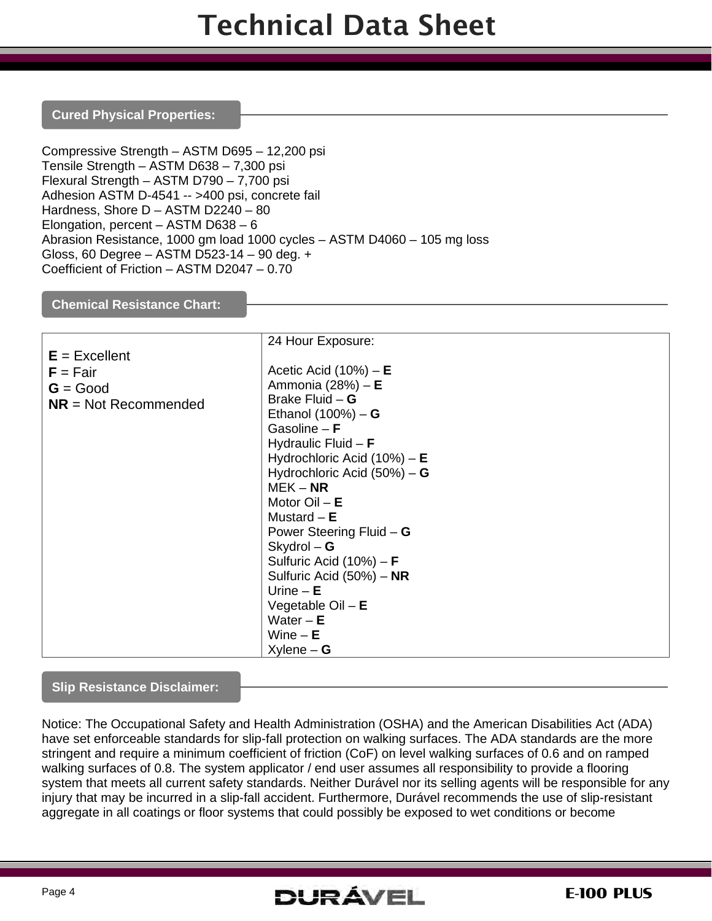## Cured Physical Properties:

Compressive Strength – ASTM D695 – 12,200 psi
Tensile Strength – ASTM D638 – 7,300 psi
Flexural Strength – ASTM D790 – 7,700 psi
Adhesion ASTM D-4541 -- >400 psi, concrete fail
Hardness, Shore D – ASTM D2240 – 80
Elongation, percent – ASTM D638 – 6
Abrasion Resistance, 1000 gm load 1000 cycles – ASTM D4060 – 105 mg loss
Gloss, 60 Degree – ASTM D523-14 – 90 deg. +
Coefficient of Friction – ASTM D2047 – 0.70

## Chemical Resistance Chart:

| Legend | 24 Hour Exposure: |
|---|---|
| **E** = Excellent<br>**F** = Fair<br>**G** = Good<br>**NR** = Not Recommended | Acetic Acid (10%) – **E**<br>Ammonia (28%) – **E**<br>Brake Fluid – **G**<br>Ethanol (100%) – **G**<br>Gasoline – **F**<br>Hydraulic Fluid – **F**<br>Hydrochloric Acid (10%) – **E**<br>Hydrochloric Acid (50%) – **G**<br>MEK – **NR**<br>Motor Oil – **E**<br>Mustard – **E**<br>Power Steering Fluid – **G**<br>Skydrol – **G**<br>Sulfuric Acid (10%) – **F**<br>Sulfuric Acid (50%) – **NR**<br>Urine – **E**<br>Vegetable Oil – **E**<br>Water – **E**<br>Wine – **E**<br>Xylene – **G** |

## Slip Resistance Disclaimer:

Notice: The Occupational Safety and Health Administration (OSHA) and the American Disabilities Act (ADA) have set enforceable standards for slip-fall protection on walking surfaces. The ADA standards are the more stringent and require a minimum coefficient of friction (CoF) on level walking surfaces of 0.6 and on ramped walking surfaces of 0.8. The system applicator / end user assumes all responsibility to provide a flooring system that meets all current safety standards. Neither Durável nor its selling agents will be responsible for any injury that may be incurred in a slip-fall accident. Furthermore, Durável recommends the use of slip-resistant aggregate in all coatings or floor systems that could possibly be exposed to wet conditions or become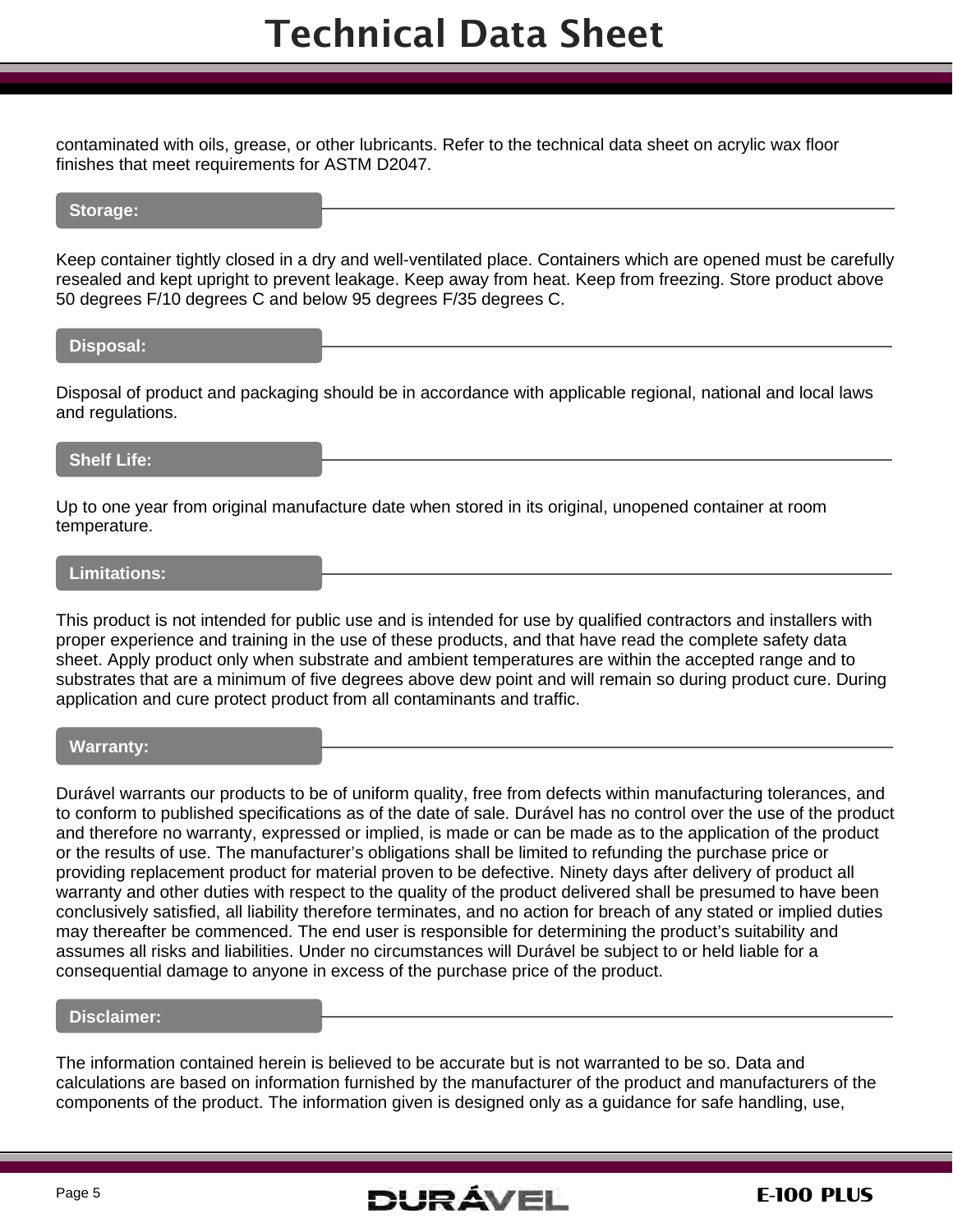contaminated with oils, grease, or other lubricants. Refer to the technical data sheet on acrylic wax floor finishes that meet requirements for ASTM D2047.

## Storage:

Keep container tightly closed in a dry and well-ventilated place. Containers which are opened must be carefully resealed and kept upright to prevent leakage. Keep away from heat. Keep from freezing. Store product above 50 degrees F/10 degrees C and below 95 degrees F/35 degrees C.

## Disposal:

Disposal of product and packaging should be in accordance with applicable regional, national and local laws and regulations.

## Shelf Life:

Up to one year from original manufacture date when stored in its original, unopened container at room temperature.

## Limitations:

This product is not intended for public use and is intended for use by qualified contractors and installers with proper experience and training in the use of these products, and that have read the complete safety data sheet. Apply product only when substrate and ambient temperatures are within the accepted range and to substrates that are a minimum of five degrees above dew point and will remain so during product cure. During application and cure protect product from all contaminants and traffic.

## Warranty:

Durável warrants our products to be of uniform quality, free from defects within manufacturing tolerances, and to conform to published specifications as of the date of sale. Durável has no control over the use of the product and therefore no warranty, expressed or implied, is made or can be made as to the application of the product or the results of use. The manufacturer's obligations shall be limited to refunding the purchase price or providing replacement product for material proven to be defective. Ninety days after delivery of product all warranty and other duties with respect to the quality of the product delivered shall be presumed to have been conclusively satisfied, all liability therefore terminates, and no action for breach of any stated or implied duties may thereafter be commenced. The end user is responsible for determining the product's suitability and assumes all risks and liabilities. Under no circumstances will Durável be subject to or held liable for a consequential damage to anyone in excess of the purchase price of the product.

## Disclaimer:

The information contained herein is believed to be accurate but is not warranted to be so. Data and calculations are based on information furnished by the manufacturer of the product and manufacturers of the components of the product. The information given is designed only as a guidance for safe handling, use,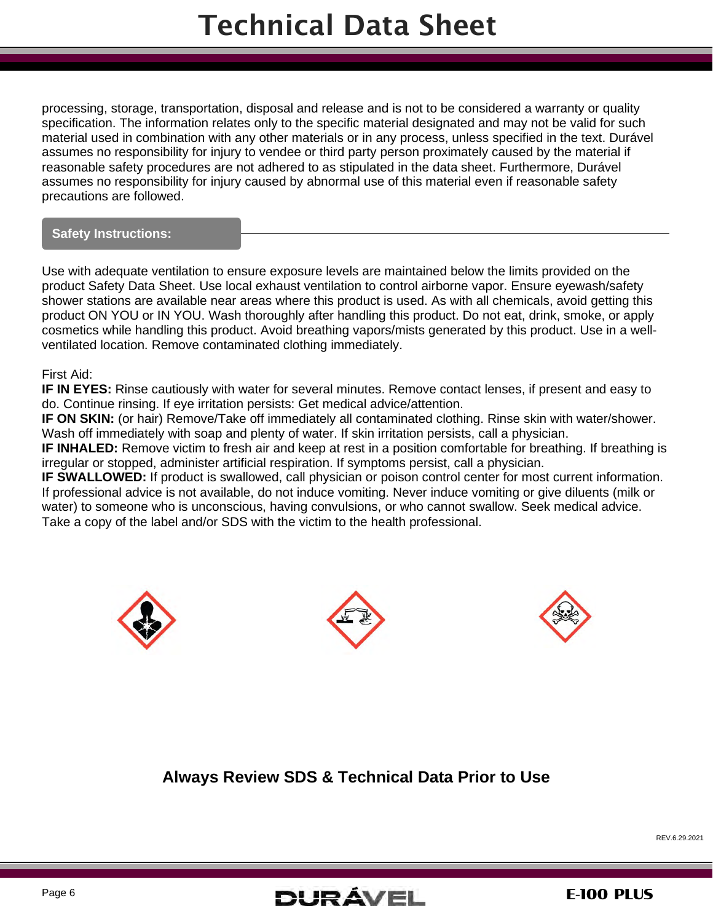processing, storage, transportation, disposal and release and is not to be considered a warranty or quality specification. The information relates only to the specific material designated and may not be valid for such material used in combination with any other materials or in any process, unless specified in the text. Durável assumes no responsibility for injury to vendee or third party person proximately caused by the material if reasonable safety procedures are not adhered to as stipulated in the data sheet. Furthermore, Durável assumes no responsibility for injury caused by abnormal use of this material even if reasonable safety precautions are followed.

## Safety Instructions:

Use with adequate ventilation to ensure exposure levels are maintained below the limits provided on the product Safety Data Sheet. Use local exhaust ventilation to control airborne vapor. Ensure eyewash/safety shower stations are available near areas where this product is used. As with all chemicals, avoid getting this product ON YOU or IN YOU. Wash thoroughly after handling this product. Do not eat, drink, smoke, or apply cosmetics while handling this product. Avoid breathing vapors/mists generated by this product. Use in a well-ventilated location. Remove contaminated clothing immediately.

First Aid:

**IF IN EYES:** Rinse cautiously with water for several minutes. Remove contact lenses, if present and easy to do. Continue rinsing. If eye irritation persists: Get medical advice/attention.

**IF ON SKIN:** (or hair) Remove/Take off immediately all contaminated clothing. Rinse skin with water/shower. Wash off immediately with soap and plenty of water. If skin irritation persists, call a physician.

**IF INHALED:** Remove victim to fresh air and keep at rest in a position comfortable for breathing. If breathing is irregular or stopped, administer artificial respiration. If symptoms persist, call a physician.

**IF SWALLOWED:** If product is swallowed, call physician or poison control center for most current information. If professional advice is not available, do not induce vomiting. Never induce vomiting or give diluents (milk or water) to someone who is unconscious, having convulsions, or who cannot swallow. Seek medical advice. Take a copy of the label and/or SDS with the victim to the health professional.

**Always Review SDS & Technical Data Prior to Use**

REV.6.29.2021